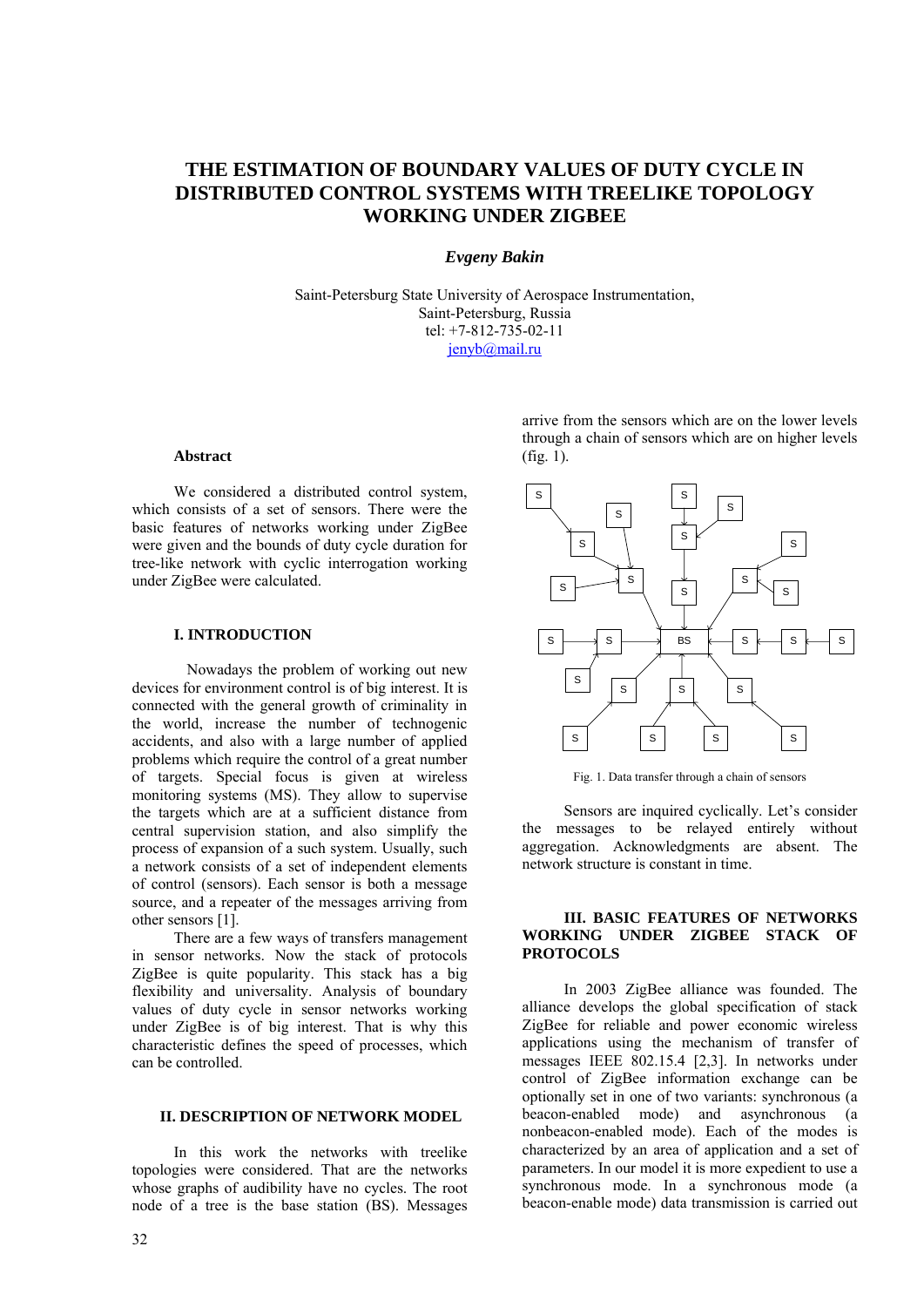# THE ESTIMATION OF BOUNDARY VALUES OF DUTY CYCLE IN DISTRIBUTED CONTROL SYSTEMS WITH TREELIKE TOPOLOGY WORKING UNDER ZIGBEE

***Evgeny Bakin***

Saint-Petersburg State University of Aerospace Instrumentation,
Saint-Petersburg, Russia
tel: +7-812-735-02-11
jenyb@mail.ru

### Abstract

We considered a distributed control system, which consists of a set of sensors. There were the basic features of networks working under ZigBee were given and the bounds of duty cycle duration for tree-like network with cyclic interrogation working under ZigBee were calculated.

## I. INTRODUCTION

Nowadays the problem of working out new devices for environment control is of big interest. It is connected with the general growth of criminality in the world, increase the number of technogenic accidents, and also with a large number of applied problems which require the control of a great number of targets. Special focus is given at wireless monitoring systems (MS). They allow to supervise the targets which are at a sufficient distance from central supervision station, and also simplify the process of expansion of a such system. Usually, such a network consists of a set of independent elements of control (sensors). Each sensor is both a message source, and a repeater of the messages arriving from other sensors [1].

There are a few ways of transfers management in sensor networks. Now the stack of protocols ZigBee is quite popularity. This stack has a big flexibility and universality. Analysis of boundary values of duty cycle in sensor networks working under ZigBee is of big interest. That is why this characteristic defines the speed of processes, which can be controlled.

## II. DESCRIPTION OF NETWORK MODEL

In this work the networks with treelike topologies were considered. That are the networks whose graphs of audibility have no cycles. The root node of a tree is the base station (BS). Messages arrive from the sensors which are on the lower levels through a chain of sensors which are on higher levels (fig. 1).

Fig. 1. Data transfer through a chain of sensors

Sensors are inquired cyclically. Let's consider the messages to be relayed entirely without aggregation. Acknowledgments are absent. The network structure is constant in time.

## III. BASIC FEATURES OF NETWORKS WORKING UNDER ZIGBEE STACK OF PROTOCOLS

In 2003 ZigBee alliance was founded. The alliance develops the global specification of stack ZigBee for reliable and power economic wireless applications using the mechanism of transfer of messages IEEE 802.15.4 [2,3]. In networks under control of ZigBee information exchange can be optionally set in one of two variants: synchronous (a beacon-enabled mode) and asynchronous (a nonbeacon-enabled mode). Each of the modes is characterized by an area of application and a set of parameters. In our model it is more expedient to use a synchronous mode. In a synchronous mode (a beacon-enable mode) data transmission is carried out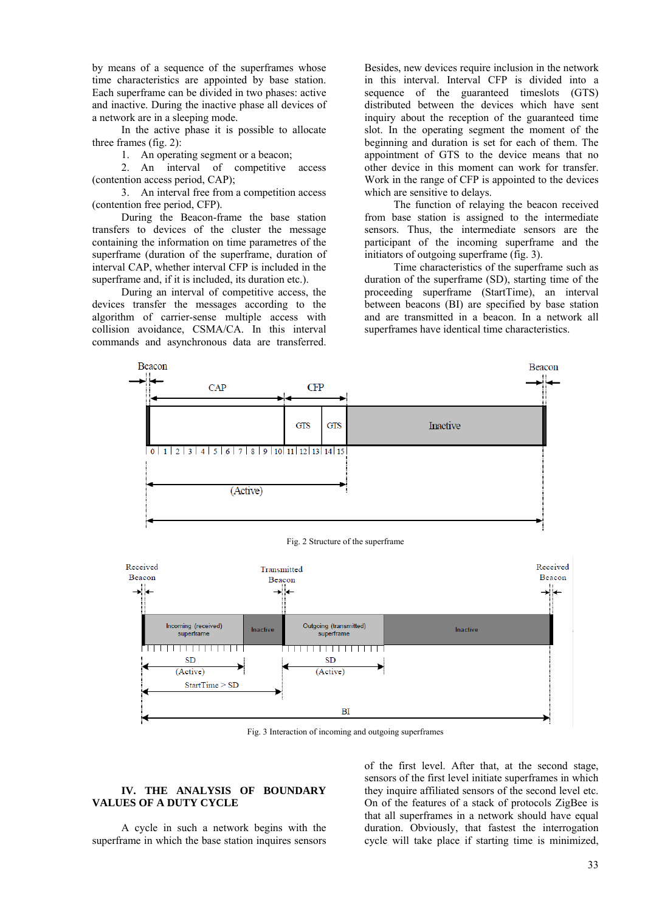by means of a sequence of the superframes whose time characteristics are appointed by base station. Each superframe can be divided in two phases: active and inactive. During the inactive phase all devices of a network are in a sleeping mode.

In the active phase it is possible to allocate three frames (fig. 2):

1. An operating segment or a beacon;
2. An interval of competitive access (contention access period, CAP);
3. An interval free from a competition access (contention free period, CFP).

During the Beacon-frame the base station transfers to devices of the cluster the message containing the information on time parametres of the superframe (duration of the superframe, duration of interval CAP, whether interval CFP is included in the superframe and, if it is included, its duration etc.).

During an interval of competitive access, the devices transfer the messages according to the algorithm of carrier-sense multiple access with collision avoidance, CSMA/CA. In this interval commands and asynchronous data are transferred. Besides, new devices require inclusion in the network in this interval. Interval CFP is divided into a sequence of the guaranteed timeslots (GTS) distributed between the devices which have sent inquiry about the reception of the guaranteed time slot. In the operating segment the moment of the beginning and duration is set for each of them. The appointment of GTS to the device means that no other device in this moment can work for transfer. Work in the range of CFP is appointed to the devices which are sensitive to delays.

The function of relaying the beacon received from base station is assigned to the intermediate sensors. Thus, the intermediate sensors are the participant of the incoming superframe and the initiators of outgoing superframe (fig. 3).

Time characteristics of the superframe such as duration of the superframe (SD), starting time of the proceeding superframe (StartTime), an interval between beacons (BI) are specified by base station and are transmitted in a beacon. In a network all superframes have identical time characteristics.

Fig. 2 Structure of the superframe

Fig. 3 Interaction of incoming and outgoing superframes

## IV. THE ANALYSIS OF BOUNDARY VALUES OF A DUTY CYCLE

A cycle in such a network begins with the superframe in which the base station inquires sensors of the first level. After that, at the second stage, sensors of the first level initiate superframes in which they inquire affiliated sensors of the second level etc. On of the features of a stack of protocols ZigBee is that all superframes in a network should have equal duration. Obviously, that fastest the interrogation cycle will take place if starting time is minimized,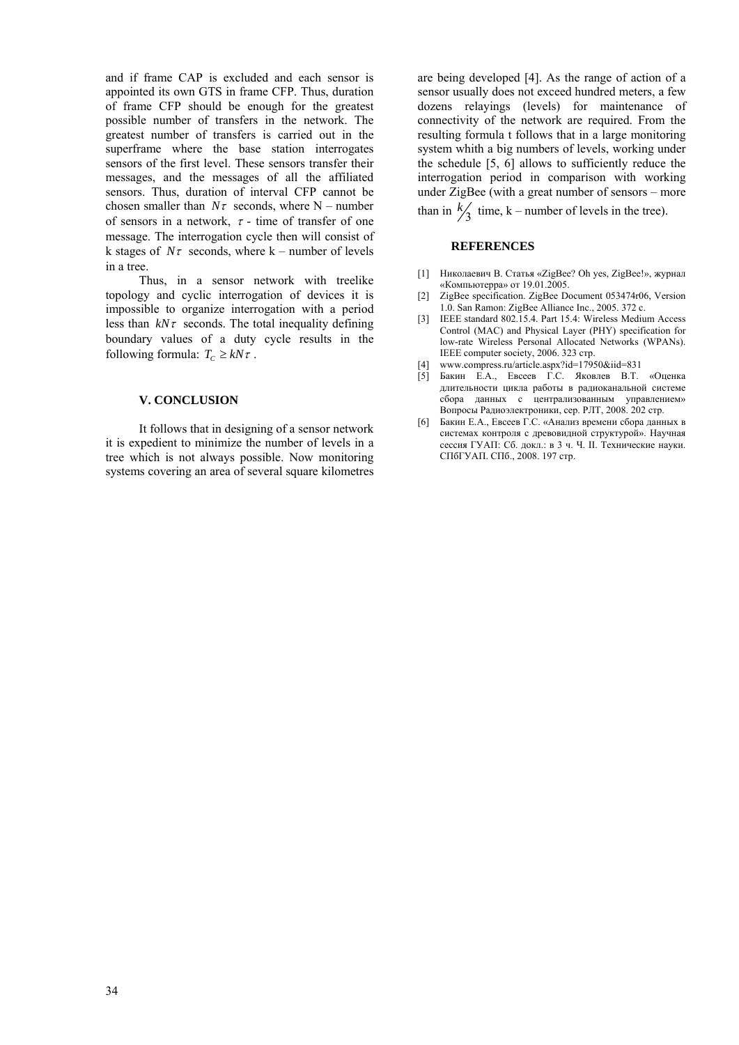and if frame CAP is excluded and each sensor is appointed its own GTS in frame CFP. Thus, duration of frame CFP should be enough for the greatest possible number of transfers in the network. The greatest number of transfers is carried out in the superframe where the base station interrogates sensors of the first level. These sensors transfer their messages, and the messages of all the affiliated sensors. Thus, duration of interval CFP cannot be chosen smaller than $N\tau$ seconds, where N – number of sensors in a network, $\tau$ - time of transfer of one message. The interrogation cycle then will consist of k stages of $N\tau$ seconds, where k – number of levels in a tree.

Thus, in a sensor network with treelike topology and cyclic interrogation of devices it is impossible to organize interrogation with a period less than $kN\tau$ seconds. The total inequality defining boundary values of a duty cycle results in the following formula: $T_C \geq kN\tau$ .

## V. CONCLUSION

It follows that in designing of a sensor network it is expedient to minimize the number of levels in a tree which is not always possible. Now monitoring systems covering an area of several square kilometres are being developed [4]. As the range of action of a sensor usually does not exceed hundred meters, a few dozens relayings (levels) for maintenance of connectivity of the network are required. From the resulting formula t follows that in a large monitoring system whith a big numbers of levels, working under the schedule [5, 6] allows to sufficiently reduce the interrogation period in comparison with working under ZigBee (with a great number of sensors – more than in $k/3$ time, k – number of levels in the tree).

## REFERENCES

[1] Николаевич В. Статья «ZigBee? Oh yes, ZigBee!», журнал «Компьютерра» от 19.01.2005.

[2] ZigBee specification. ZigBee Document 053474r06, Version 1.0. San Ramon: ZigBee Alliance Inc., 2005. 372 c.

[3] IEEE standard 802.15.4. Part 15.4: Wireless Medium Access Control (MAC) and Physical Layer (PHY) specification for low-rate Wireless Personal Allocated Networks (WPANs). IEEE computer society, 2006. 323 стр.

[4] www.compress.ru/article.aspx?id=17950&iid=831

[5] Бакин Е.А., Евсеев Г.С. Яковлев В.Т. «Оценка длительности цикла работы в радиоканальной системе сбора данных с централизованным управлением» Вопросы Радиоэлектроники, сер. РЛТ, 2008. 202 стр.

[6] Бакин Е.А., Евсеев Г.С. «Анализ времени сбора данных в системах контроля с древовидной структурой». Научная сессия ГУАП: Сб. докл.: в 3 ч. Ч. II. Технические науки. СПбГУАП. СПб., 2008. 197 стр.